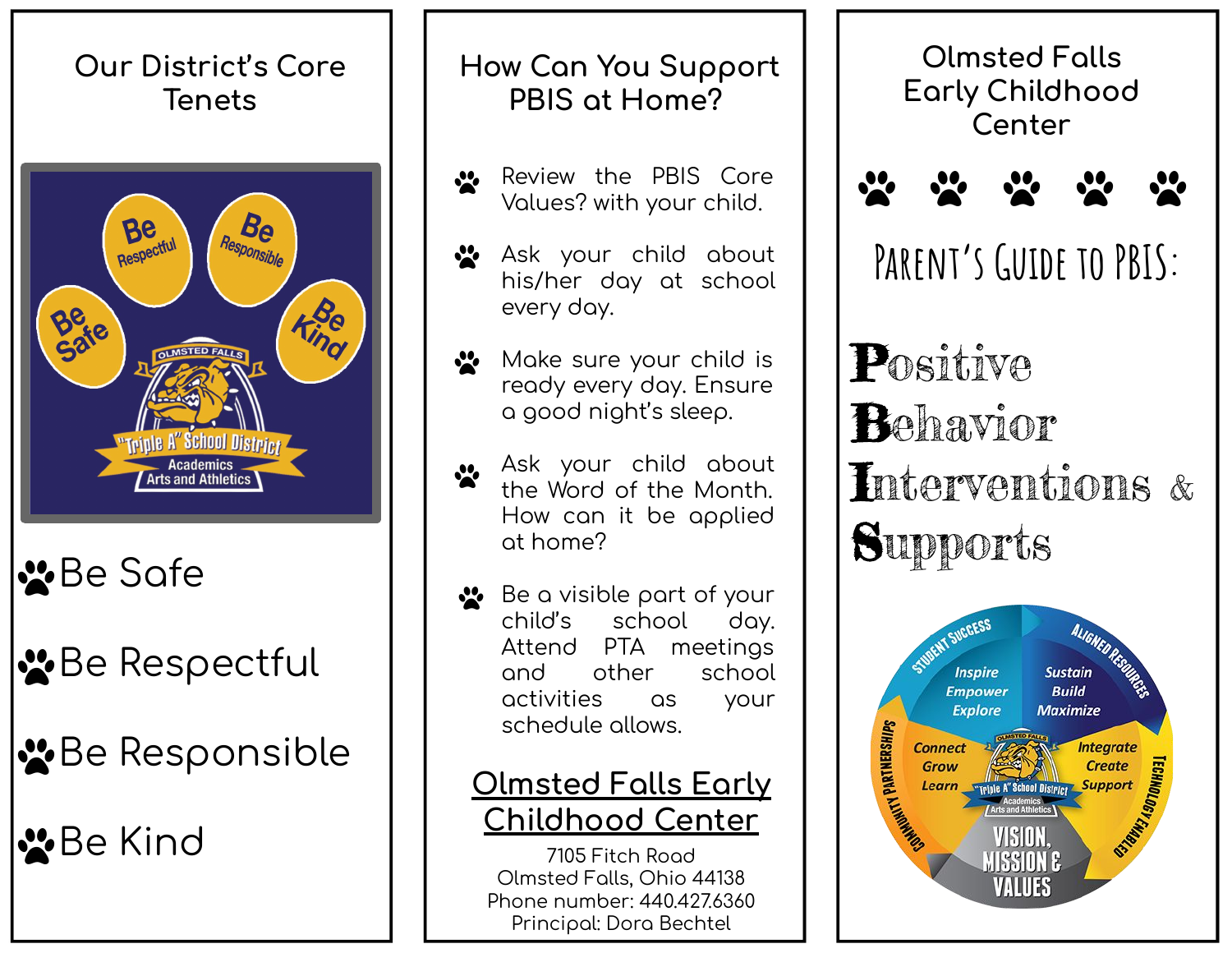## Our District's Core Tenets

- Be Safe
- Be Respectful
- Be Responsible
- Be Kind

## How Can You Support PBIS at Home?

- Review the PBIS Core Values? with your child.
- Ask your child about his/her day at school every day.
- Make sure your child is ready every day. Ensure a good night's sleep.
- Ask your child about the Word of the Month. How can it be applied at home?
- Be a visible part of your child's school day. Attend PTA meetings and other school activities as your schedule allows.

**Olmsted Falls Early Childhood Center**

7105 Fitch Road
Olmsted Falls, Ohio 44138
Phone number: 440.427.6360
Principal: Dora Bechtel

# Olmsted Falls Early Childhood Center

## Parent's Guide to PBIS:

**Positive Behavior Interventions & Supports**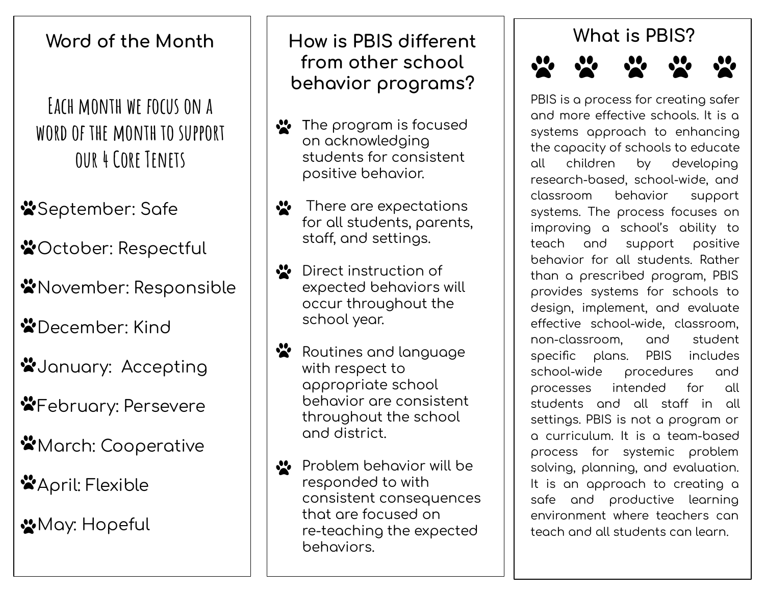## Word of the Month

Each month we focus on a word of the month to support our 4 Core Tenets

- September: Safe
- October: Respectful
- November: Responsible
- December: Kind
- January: Accepting
- February: Persevere
- March: Cooperative
- April: Flexible
- May: Hopeful

## How is PBIS different from other school behavior programs?

- The program is focused on acknowledging students for consistent positive behavior.
- There are expectations for all students, parents, staff, and settings.
- Direct instruction of expected behaviors will occur throughout the school year.
- Routines and language with respect to appropriate school behavior are consistent throughout the school and district.
- Problem behavior will be responded to with consistent consequences that are focused on re-teaching the expected behaviors.

## What is PBIS?

PBIS is a process for creating safer and more effective schools. It is a systems approach to enhancing the capacity of schools to educate all children by developing research-based, school-wide, and classroom behavior support systems. The process focuses on improving a school's ability to teach and support positive behavior for all students. Rather than a prescribed program, PBIS provides systems for schools to design, implement, and evaluate effective school-wide, classroom, non-classroom, and student specific plans. PBIS includes school-wide procedures and processes intended for all students and all staff in all settings. PBIS is not a program or a curriculum. It is a team-based process for systemic problem solving, planning, and evaluation. It is an approach to creating a safe and productive learning environment where teachers can teach and all students can learn.